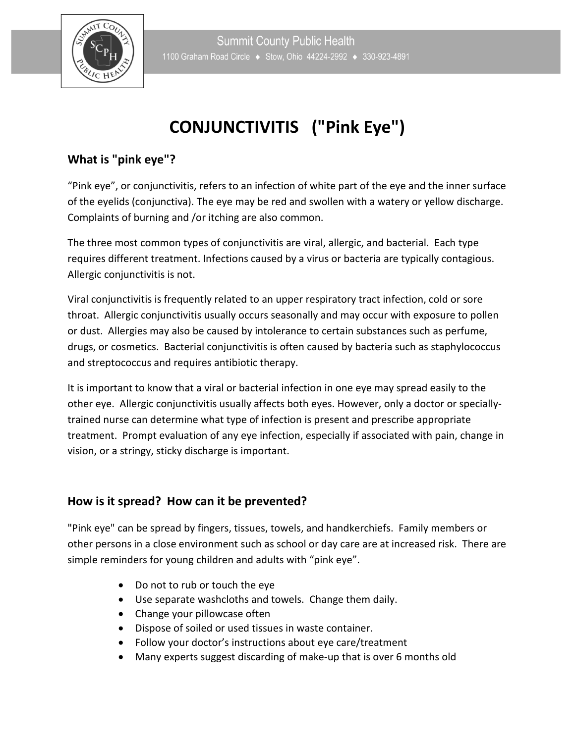Summit County Public Health

1100 Graham Road Circle ♦ Stow, Ohio 44224-2992 ♦ 330-923-4891

# CONJUNCTIVITIS ("Pink Eye")

## What is "pink eye"?

"Pink eye", or conjunctivitis, refers to an infection of white part of the eye and the inner surface of the eyelids (conjunctiva). The eye may be red and swollen with a watery or yellow discharge. Complaints of burning and /or itching are also common.

The three most common types of conjunctivitis are viral, allergic, and bacterial. Each type requires different treatment. Infections caused by a virus or bacteria are typically contagious. Allergic conjunctivitis is not.

Viral conjunctivitis is frequently related to an upper respiratory tract infection, cold or sore throat. Allergic conjunctivitis usually occurs seasonally and may occur with exposure to pollen or dust. Allergies may also be caused by intolerance to certain substances such as perfume, drugs, or cosmetics. Bacterial conjunctivitis is often caused by bacteria such as staphylococcus and streptococcus and requires antibiotic therapy.

It is important to know that a viral or bacterial infection in one eye may spread easily to the other eye. Allergic conjunctivitis usually affects both eyes. However, only a doctor or specially-trained nurse can determine what type of infection is present and prescribe appropriate treatment. Prompt evaluation of any eye infection, especially if associated with pain, change in vision, or a stringy, sticky discharge is important.

## How is it spread? How can it be prevented?

"Pink eye" can be spread by fingers, tissues, towels, and handkerchiefs. Family members or other persons in a close environment such as school or day care are at increased risk. There are simple reminders for young children and adults with "pink eye".

- Do not to rub or touch the eye
- Use separate washcloths and towels. Change them daily.
- Change your pillowcase often
- Dispose of soiled or used tissues in waste container.
- Follow your doctor's instructions about eye care/treatment
- Many experts suggest discarding of make-up that is over 6 months old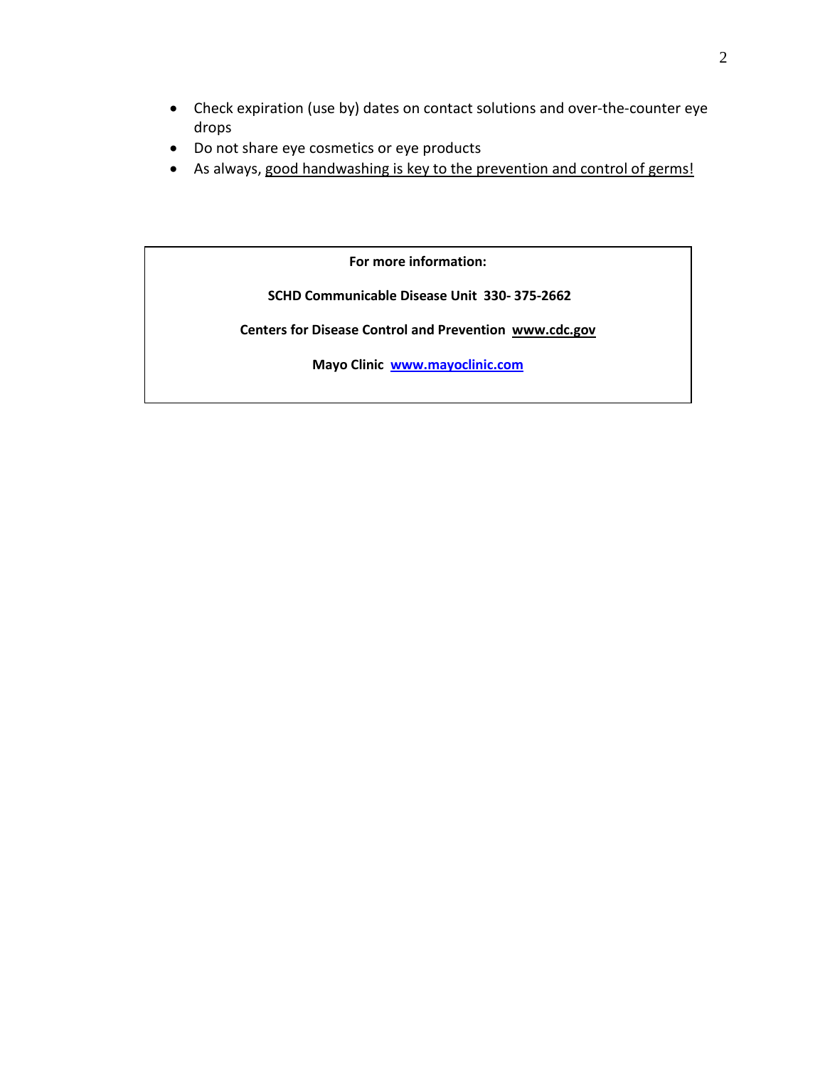- Check expiration (use by) dates on contact solutions and over-the-counter eye drops
- Do not share eye cosmetics or eye products
- As always, good handwashing is key to the prevention and control of germs!

**For more information:**

**SCHD Communicable Disease Unit 330- 375-2662**

**Centers for Disease Control and Prevention www.cdc.gov**

**Mayo Clinic www.mayoclinic.com**